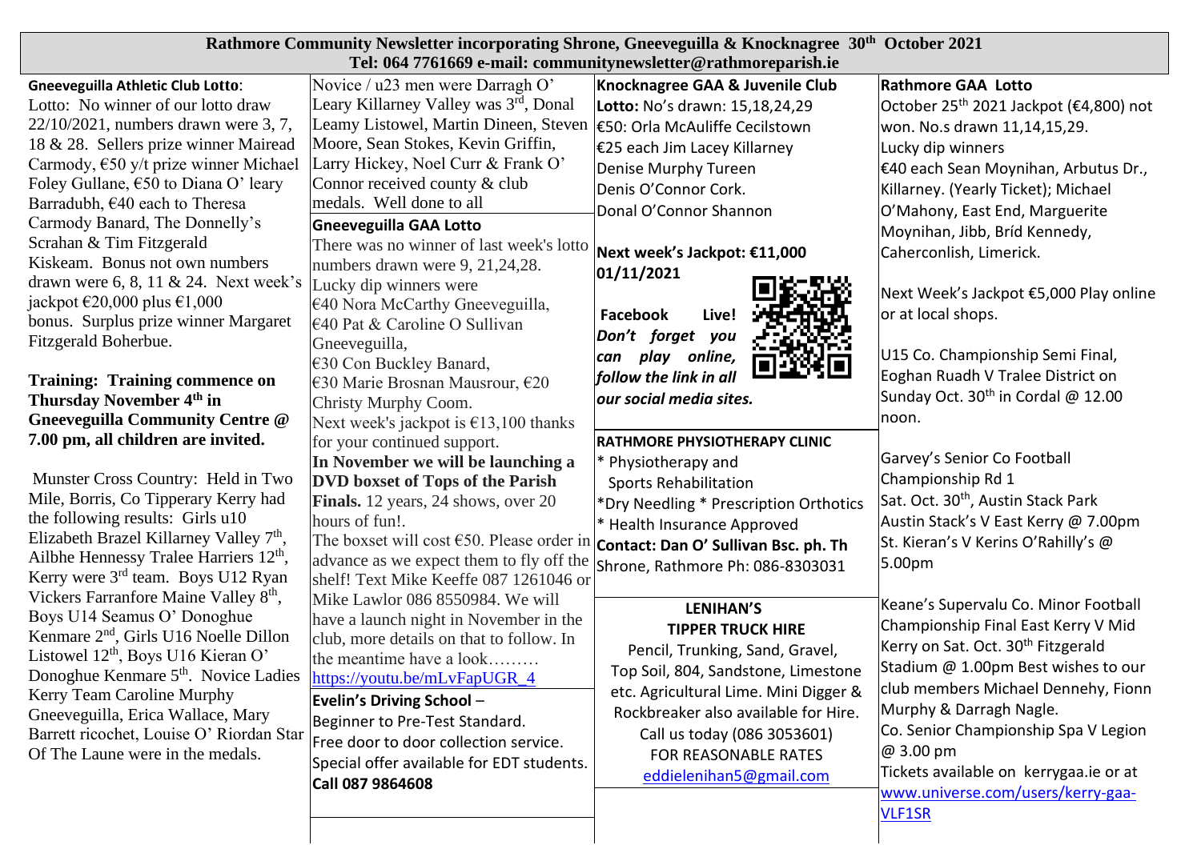# Rathmore Community Newsletter incorporating Shrone, Gneeveguilla & Knocknagree 30th October 2021

**Tel: 064 7761669 e-mail: communitynewsletter@rathmoreparish.ie**

**Gneeveguilla Athletic Club Lotto**:

Lotto: No winner of our lotto draw 22/10/2021, numbers drawn were 3, 7, 18 & 28. Sellers prize winner Mairead Carmody, €50 y/t prize winner Michael Foley Gullane, €50 to Diana O' leary Barradubh, €40 each to Theresa Carmody Banard, The Donnelly's Scrahan & Tim Fitzgerald Kiskeam. Bonus not own numbers drawn were 6, 8, 11 & 24. Next week's jackpot €20,000 plus €1,000 bonus. Surplus prize winner Margaret Fitzgerald Boherbue.

**Training: Training commence on Thursday November 4th in Gneeveguilla Community Centre @ 7.00 pm, all children are invited.**

Munster Cross Country: Held in Two Mile, Borris, Co Tipperary Kerry had the following results: Girls u10 Elizabeth Brazel Killarney Valley 7th, Ailbhe Hennessy Tralee Harriers 12th, Kerry were 3rd team. Boys U12 Ryan Vickers Farranfore Maine Valley 8th, Boys U14 Seamus O' Donoghue Kenmare 2nd, Girls U16 Noelle Dillon Listowel 12th, Boys U16 Kieran O' Donoghue Kenmare 5th. Novice Ladies Kerry Team Caroline Murphy Gneeveguilla, Erica Wallace, Mary Barrett ricochet, Louise O' Riordan Star Of The Laune were in the medals. Novice / u23 men were Darragh O' Leary Killarney Valley was 3rd, Donal Leamy Listowel, Martin Dineen, Steven Moore, Sean Stokes, Kevin Griffin, Larry Hickey, Noel Curr & Frank O' Connor received county & club medals. Well done to all

**Gneeveguilla GAA Lotto**

There was no winner of last week's lotto numbers drawn were 9, 21,24,28.
Lucky dip winners were
€40 Nora McCarthy Gneeveguilla,
€40 Pat & Caroline O Sullivan Gneeveguilla,
€30 Con Buckley Banard,
€30 Marie Brosnan Mausrour, €20 Christy Murphy Coom.
Next week's jackpot is €13,100 thanks for your continued support.

**In November we will be launching a DVD boxset of Tops of the Parish Finals.** 12 years, 24 shows, over 20 hours of fun!.
The boxset will cost €50. Please order in advance as we expect them to fly off the shelf! Text Mike Keeffe 087 1261046 or Mike Lawlor 086 8550984. We will have a launch night in November in the club, more details on that to follow. In the meantime have a look……… https://youtu.be/mLvFapUGR_4

**Evelin's Driving School** –
Beginner to Pre-Test Standard.
Free door to door collection service.
Special offer available for EDT students.
**Call 087 9864608**

**Knocknagree GAA & Juvenile Club**
**Lotto:** No's drawn: 15,18,24,29
€50: Orla McAuliffe Cecilstown
€25 each Jim Lacey Killarney
Denise Murphy Tureen
Denis O'Connor Cork.
Donal O'Connor Shannon

**Next week's Jackpot: €11,000 01/11/2021**

**Facebook Live!** ***Don't forget you can play online, follow the link in all our social media sites.***

**RATHMORE PHYSIOTHERAPY CLINIC**
* Physiotherapy and Sports Rehabilitation
*Dry Needling * Prescription Orthotics
* Health Insurance Approved
**Contact: Dan O' Sullivan Bsc. ph. Th**
Shrone, Rathmore Ph: 086-8303031

**LENIHAN'S TIPPER TRUCK HIRE**
Pencil, Trunking, Sand, Gravel, Top Soil, 804, Sandstone, Limestone etc. Agricultural Lime. Mini Digger & Rockbreaker also available for Hire.
Call us today (086 3053601)
FOR REASONABLE RATES
eddielenihan5@gmail.com

**Rathmore GAA Lotto**
October 25th 2021 Jackpot (€4,800) not won. No.s drawn 11,14,15,29.
Lucky dip winners
€40 each Sean Moynihan, Arbutus Dr., Killarney. (Yearly Ticket); Michael O'Mahony, East End, Marguerite Moynihan, Jibb, Bríd Kennedy, Caherconlish, Limerick.

Next Week's Jackpot €5,000 Play online or at local shops.

U15 Co. Championship Semi Final, Eoghan Ruadh V Tralee District on Sunday Oct. 30th in Cordal @ 12.00 noon.

Garvey's Senior Co Football Championship Rd 1
Sat. Oct. 30th, Austin Stack Park
Austin Stack's V East Kerry @ 7.00pm
St. Kieran's V Kerins O'Rahilly's @ 5.00pm

Keane's Supervalu Co. Minor Football Championship Final East Kerry V Mid Kerry on Sat. Oct. 30th Fitzgerald Stadium @ 1.00pm Best wishes to our club members Michael Dennehy, Fionn Murphy & Darragh Nagle.
Co. Senior Championship Spa V Legion @ 3.00 pm
Tickets available on kerrygaa.ie or at www.universe.com/users/kerry-gaa-VLF1SR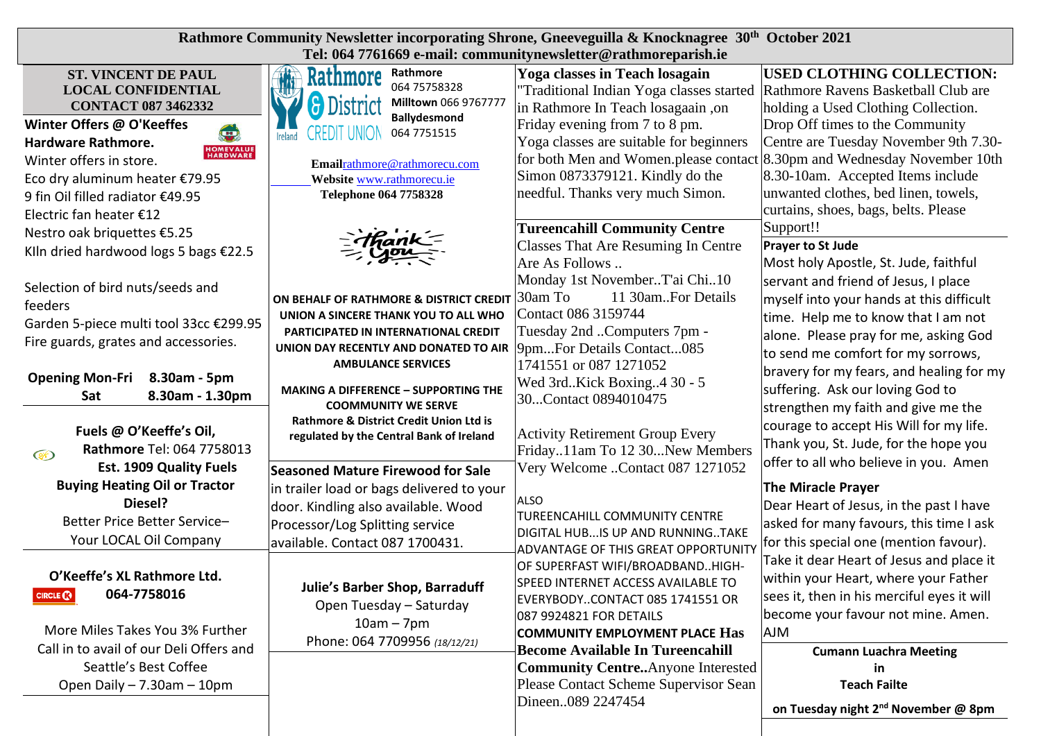**Rathmore Community Newsletter incorporating Shrone, Gneeveguilla & Knocknagree 30th October 2021**
**Tel: 064 7761669 e-mail: communitynewsletter@rathmoreparish.ie**

**ST. VINCENT DE PAUL LOCAL CONFIDENTIAL CONTACT 087 3462332**

**Winter Offers @ O'Keeffes Hardware Rathmore.**

Winter offers in store.
Eco dry aluminum heater €79.95
9 fin Oil filled radiator €49.95
Electric fan heater €12
Nestro oak briquettes €5.25
KIln dried hardwood logs 5 bags €22.5

Selection of bird nuts/seeds and feeders
Garden 5-piece multi tool 33cc €299.95
Fire guards, grates and accessories.

**Opening Mon-Fri 8.30am - 5pm**
**Sat 8.30am - 1.30pm**

**Fuels @ O'Keeffe's Oil, Rathmore** Tel: 064 7758013
**Est. 1909 Quality Fuels**
**Buying Heating Oil or Tractor Diesel?**
Better Price Better Service–
Your LOCAL Oil Company

**O'Keeffe's XL Rathmore Ltd.**
**064-7758016**

More Miles Takes You 3% Further
Call in to avail of our Deli Offers and Seattle's Best Coffee
Open Daily – 7.30am – 10pm

**Rathmore & District Credit Union** Ireland

**Rathmore** 064 75758328
**Milltown** 066 9767777
**Ballydesmond** 064 7751515

**Email** rathmore@rathmorecu.com
**Website** www.rathmorecu.ie
**Telephone 064 7758328**

Thank you

**ON BEHALF OF RATHMORE & DISTRICT CREDIT UNION A SINCERE THANK YOU TO ALL WHO PARTICIPATED IN INTERNATIONAL CREDIT UNION DAY RECENTLY AND DONATED TO AIR AMBULANCE SERVICES**

**MAKING A DIFFERENCE – SUPPORTING THE COOMMUNITY WE SERVE**
**Rathmore & District Credit Union Ltd is regulated by the Central Bank of Ireland**

**Seasoned Mature Firewood for Sale** in trailer load or bags delivered to your door. Kindling also available. Wood Processor/Log Splitting service available. Contact 087 1700431.

**Julie's Barber Shop, Barraduff**
Open Tuesday – Saturday
10am – 7pm
Phone: 064 7709956 *(18/12/21)*

**Yoga classes in Teach losagain**
"Traditional Indian Yoga classes started in Rathmore In Teach losagaain ,on Friday evening from 7 to 8 pm.
Yoga classes are suitable for beginners for both Men and Women.please contact Simon 0873379121. Kindly do the needful. Thanks very much Simon.

**Tureencahill Community Centre**
Classes That Are Resuming In Centre Are As Follows ..
Monday 1st November..T'ai Chi..10 30am To 11 30am..For Details Contact 086 3159744
Tuesday 2nd ..Computers 7pm - 9pm...For Details Contact...085 1741551 or 087 1271052
Wed 3rd..Kick Boxing..4 30 - 5 30...Contact 0894010475

Activity Retirement Group Every Friday..11am To 12 30...New Members Very Welcome ..Contact 087 1271052

ALSO
TUREENCAHILL COMMUNITY CENTRE DIGITAL HUB...IS UP AND RUNNING..TAKE ADVANTAGE OF THIS GREAT OPPORTUNITY OF SUPERFAST WIFI/BROADBAND..HIGH-SPEED INTERNET ACCESS AVAILABLE TO EVERYBODY..CONTACT 085 1741551 OR 087 9924821 FOR DETAILS
**COMMUNITY EMPLOYMENT PLACE Has Become Available In Tureencahill Community Centre..**Anyone Interested Please Contact Scheme Supervisor Sean Dineen..089 2247454

**USED CLOTHING COLLECTION:**
Rathmore Ravens Basketball Club are holding a Used Clothing Collection. Drop Off times to the Community Centre are Tuesday November 9th 7.30-8.30pm and Wednesday November 10th 8.30-10am. Accepted Items include unwanted clothes, bed linen, towels, curtains, shoes, bags, belts. Please Support!!

**Prayer to St Jude**
Most holy Apostle, St. Jude, faithful servant and friend of Jesus, I place myself into your hands at this difficult time. Help me to know that I am not alone. Please pray for me, asking God to send me comfort for my sorrows, bravery for my fears, and healing for my suffering. Ask our loving God to strengthen my faith and give me the courage to accept His Will for my life. Thank you, St. Jude, for the hope you offer to all who believe in you. Amen

**The Miracle Prayer**
Dear Heart of Jesus, in the past I have asked for many favours, this time I ask for this special one (mention favour). Take it dear Heart of Jesus and place it within your Heart, where your Father sees it, then in his merciful eyes it will become your favour not mine. Amen. AJM

**Cumann Luachra Meeting in Teach Failte on Tuesday night 2nd November @ 8pm**